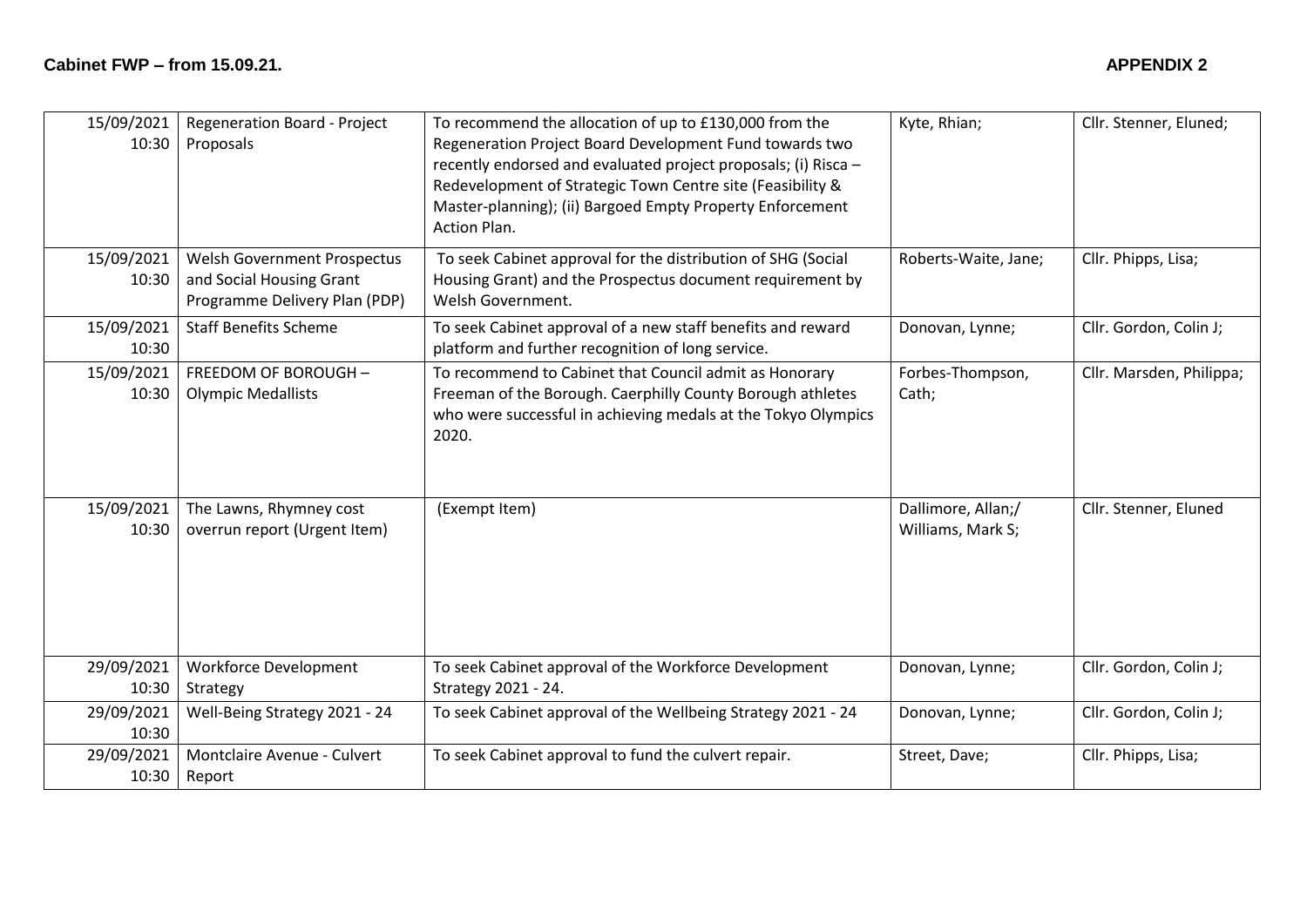**Cabinet FWP – from 15.09.21.** **APPENDIX 2**

| | | | | |
|---|---|---|---|---|
| 15/09/2021 10:30 | Regeneration Board - Project Proposals | To recommend the allocation of up to £130,000 from the Regeneration Project Board Development Fund towards two recently endorsed and evaluated project proposals; (i) Risca – Redevelopment of Strategic Town Centre site (Feasibility & Master-planning); (ii) Bargoed Empty Property Enforcement Action Plan. | Kyte, Rhian; | Cllr. Stenner, Eluned; |
| 15/09/2021 10:30 | Welsh Government Prospectus and Social Housing Grant Programme Delivery Plan (PDP) | To seek Cabinet approval for the distribution of SHG (Social Housing Grant) and the Prospectus document requirement by Welsh Government. | Roberts-Waite, Jane; | Cllr. Phipps, Lisa; |
| 15/09/2021 10:30 | Staff Benefits Scheme | To seek Cabinet approval of a new staff benefits and reward platform and further recognition of long service. | Donovan, Lynne; | Cllr. Gordon, Colin J; |
| 15/09/2021 10:30 | FREEDOM OF BOROUGH – Olympic Medallists | To recommend to Cabinet that Council admit as Honorary Freeman of the Borough. Caerphilly County Borough athletes who were successful in achieving medals at the Tokyo Olympics 2020. | Forbes-Thompson, Cath; | Cllr. Marsden, Philippa; |
| 15/09/2021 10:30 | The Lawns, Rhymney cost overrun report (Urgent Item) | (Exempt Item) | Dallimore, Allan;/ Williams, Mark S; | Cllr. Stenner, Eluned |
| 29/09/2021 10:30 | Workforce Development Strategy | To seek Cabinet approval of the Workforce Development Strategy 2021 - 24. | Donovan, Lynne; | Cllr. Gordon, Colin J; |
| 29/09/2021 10:30 | Well-Being Strategy 2021 - 24 | To seek Cabinet approval of the Wellbeing Strategy 2021 - 24 | Donovan, Lynne; | Cllr. Gordon, Colin J; |
| 29/09/2021 10:30 | Montclaire Avenue - Culvert Report | To seek Cabinet approval to fund the culvert repair. | Street, Dave; | Cllr. Phipps, Lisa; |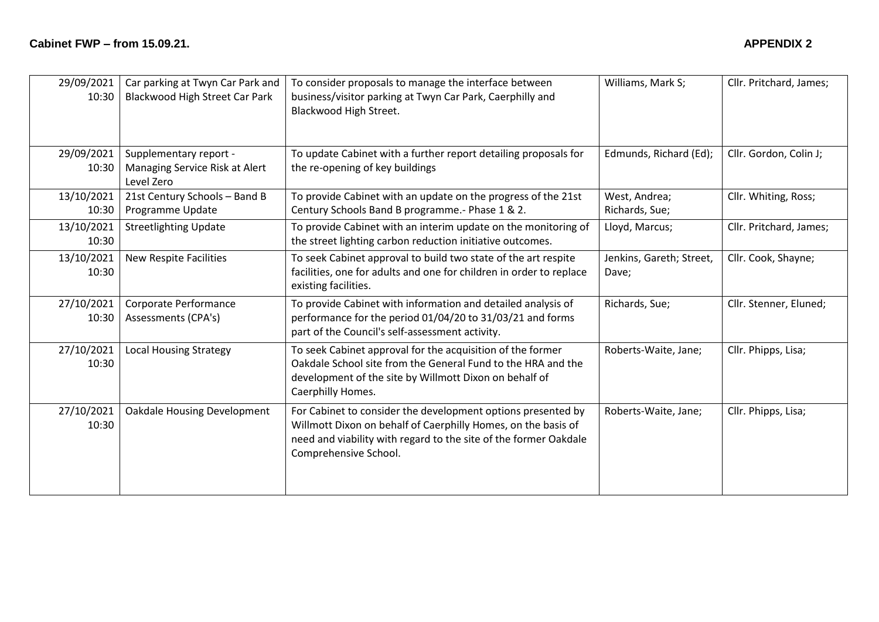**Cabinet FWP – from 15.09.21.** **APPENDIX 2**

| | | | | |
|---|---|---|---|---|
| 29/09/2021 10:30 | Car parking at Twyn Car Park and Blackwood High Street Car Park | To consider proposals to manage the interface between business/visitor parking at Twyn Car Park, Caerphilly and Blackwood High Street. | Williams, Mark S; | Cllr. Pritchard, James; |
| 29/09/2021 10:30 | Supplementary report - Managing Service Risk at Alert Level Zero | To update Cabinet with a further report detailing proposals for the re-opening of key buildings | Edmunds, Richard (Ed); | Cllr. Gordon, Colin J; |
| 13/10/2021 10:30 | 21st Century Schools – Band B Programme Update | To provide Cabinet with an update on the progress of the 21st Century Schools Band B programme.- Phase 1 & 2. | West, Andrea; Richards, Sue; | Cllr. Whiting, Ross; |
| 13/10/2021 10:30 | Streetlighting Update | To provide Cabinet with an interim update on the monitoring of the street lighting carbon reduction initiative outcomes. | Lloyd, Marcus; | Cllr. Pritchard, James; |
| 13/10/2021 10:30 | New Respite Facilities | To seek Cabinet approval to build two state of the art respite facilities, one for adults and one for children in order to replace existing facilities. | Jenkins, Gareth; Street, Dave; | Cllr. Cook, Shayne; |
| 27/10/2021 10:30 | Corporate Performance Assessments (CPA's) | To provide Cabinet with information and detailed analysis of performance for the period 01/04/20 to 31/03/21 and forms part of the Council's self-assessment activity. | Richards, Sue; | Cllr. Stenner, Eluned; |
| 27/10/2021 10:30 | Local Housing Strategy | To seek Cabinet approval for the acquisition of the former Oakdale School site from the General Fund to the HRA and the development of the site by Willmott Dixon on behalf of Caerphilly Homes. | Roberts-Waite, Jane; | Cllr. Phipps, Lisa; |
| 27/10/2021 10:30 | Oakdale Housing Development | For Cabinet to consider the development options presented by Willmott Dixon on behalf of Caerphilly Homes, on the basis of need and viability with regard to the site of the former Oakdale Comprehensive School. | Roberts-Waite, Jane; | Cllr. Phipps, Lisa; |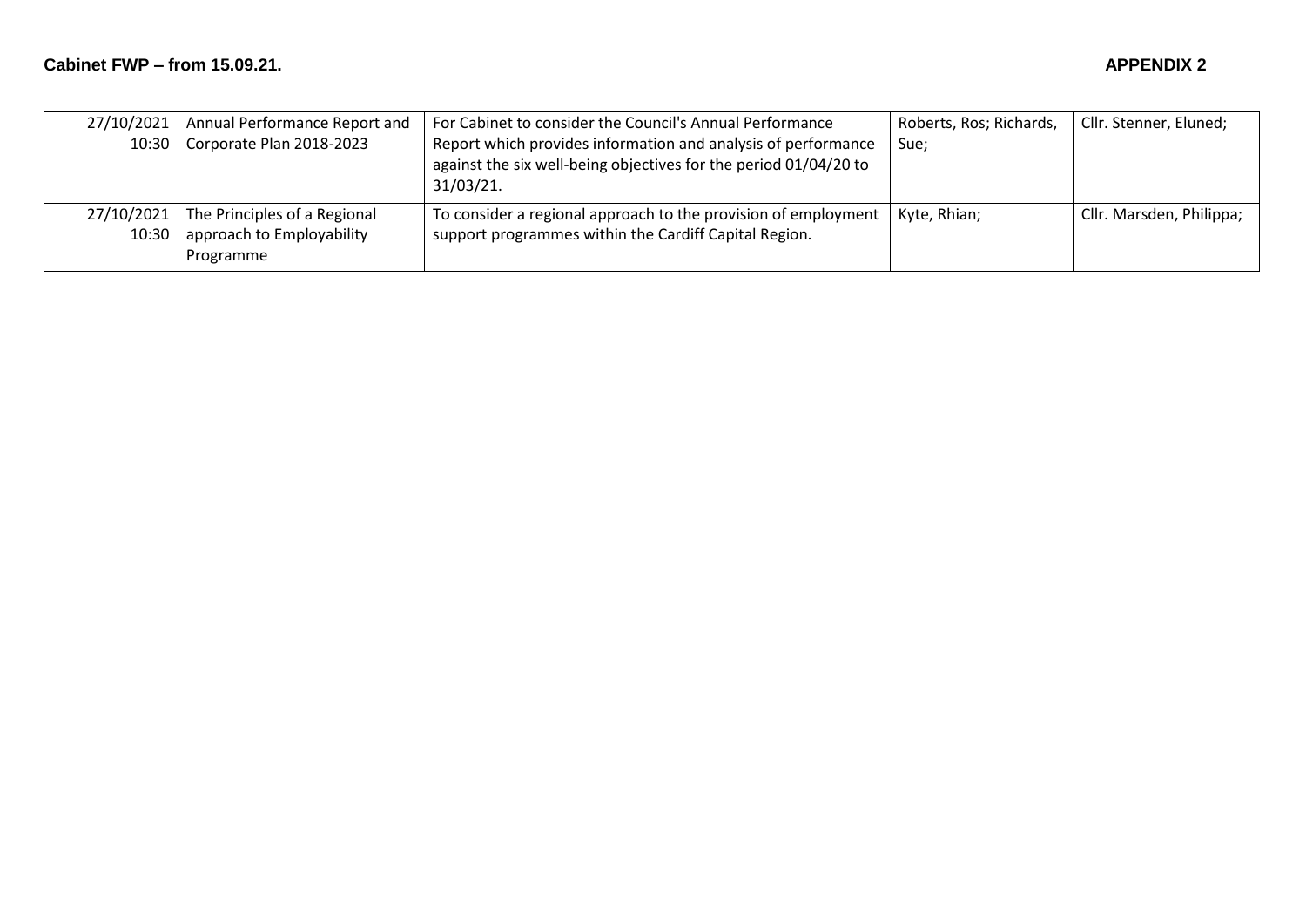**Cabinet FWP – from 15.09.21.** **APPENDIX 2**

| | | | | |
|---|---|---|---|---|
| 27/10/2021 10:30 | Annual Performance Report and Corporate Plan 2018-2023 | For Cabinet to consider the Council's Annual Performance Report which provides information and analysis of performance against the six well-being objectives for the period 01/04/20 to 31/03/21. | Roberts, Ros; Richards, Sue; | Cllr. Stenner, Eluned; |
| 27/10/2021 10:30 | The Principles of a Regional approach to Employability Programme | To consider a regional approach to the provision of employment support programmes within the Cardiff Capital Region. | Kyte, Rhian; | Cllr. Marsden, Philippa; |